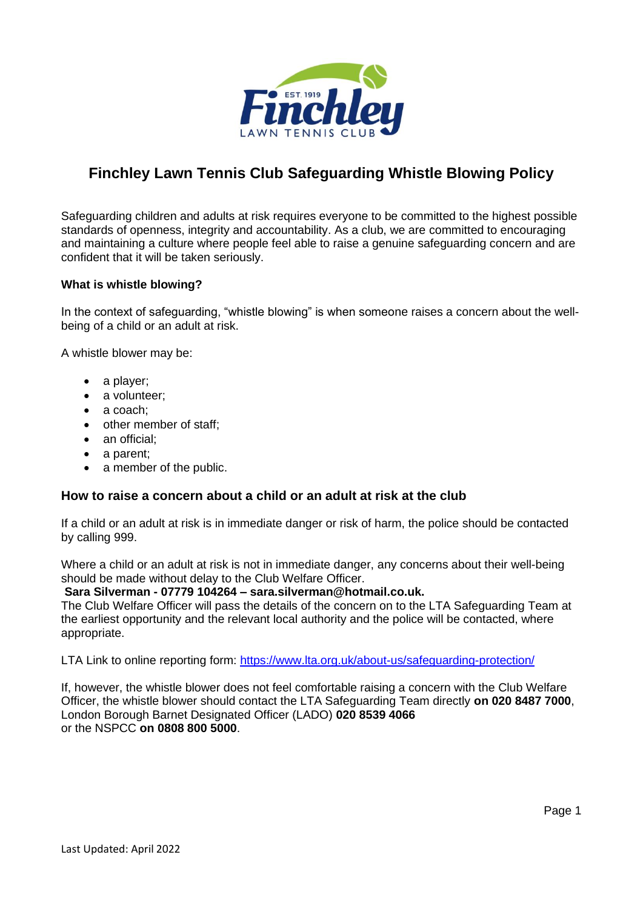# Finchley Lawn Tennis Club Safeguarding Whistle Blowing Policy

Safeguarding children and adults at risk requires everyone to be committed to the highest possible standards of openness, integrity and accountability. As a club, we are committed to encouraging and maintaining a culture where people feel able to raise a genuine safeguarding concern and are confident that it will be taken seriously.

**What is whistle blowing?**

In the context of safeguarding, "whistle blowing" is when someone raises a concern about the well-being of a child or an adult at risk.

A whistle blower may be:

- a player;
- a volunteer;
- a coach;
- other member of staff;
- an official;
- a parent;
- a member of the public.

## How to raise a concern about a child or an adult at risk at the club

If a child or an adult at risk is in immediate danger or risk of harm, the police should be contacted by calling 999.

Where a child or an adult at risk is not in immediate danger, any concerns about their well-being should be made without delay to the Club Welfare Officer.
**Sara Silverman - 07779 104264 – sara.silverman@hotmail.co.uk.**
The Club Welfare Officer will pass the details of the concern on to the LTA Safeguarding Team at the earliest opportunity and the relevant local authority and the police will be contacted, where appropriate.

LTA Link to online reporting form: [https://www.lta.org.uk/about-us/safeguarding-protection/](https://www.lta.org.uk/about-us/safeguarding-protection/)

If, however, the whistle blower does not feel comfortable raising a concern with the Club Welfare Officer, the whistle blower should contact the LTA Safeguarding Team directly **on 020 8487 7000**, London Borough Barnet Designated Officer (LADO) **020 8539 4066**
or the NSPCC **on 0808 800 5000**.

Last Updated: April 2022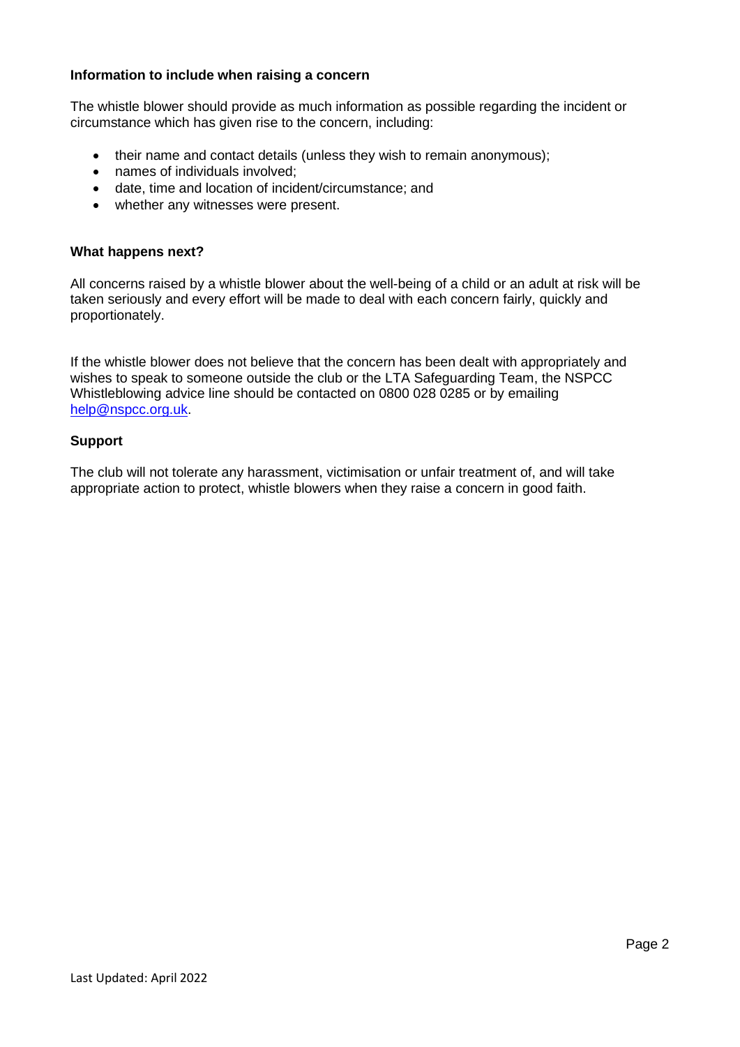**Information to include when raising a concern**

The whistle blower should provide as much information as possible regarding the incident or circumstance which has given rise to the concern, including:

- their name and contact details (unless they wish to remain anonymous);
- names of individuals involved;
- date, time and location of incident/circumstance; and
- whether any witnesses were present.

**What happens next?**

All concerns raised by a whistle blower about the well-being of a child or an adult at risk will be taken seriously and every effort will be made to deal with each concern fairly, quickly and proportionately.

If the whistle blower does not believe that the concern has been dealt with appropriately and wishes to speak to someone outside the club or the LTA Safeguarding Team, the NSPCC Whistleblowing advice line should be contacted on 0800 028 0285 or by emailing help@nspcc.org.uk.

**Support**

The club will not tolerate any harassment, victimisation or unfair treatment of, and will take appropriate action to protect, whistle blowers when they raise a concern in good faith.

Last Updated: April 2022